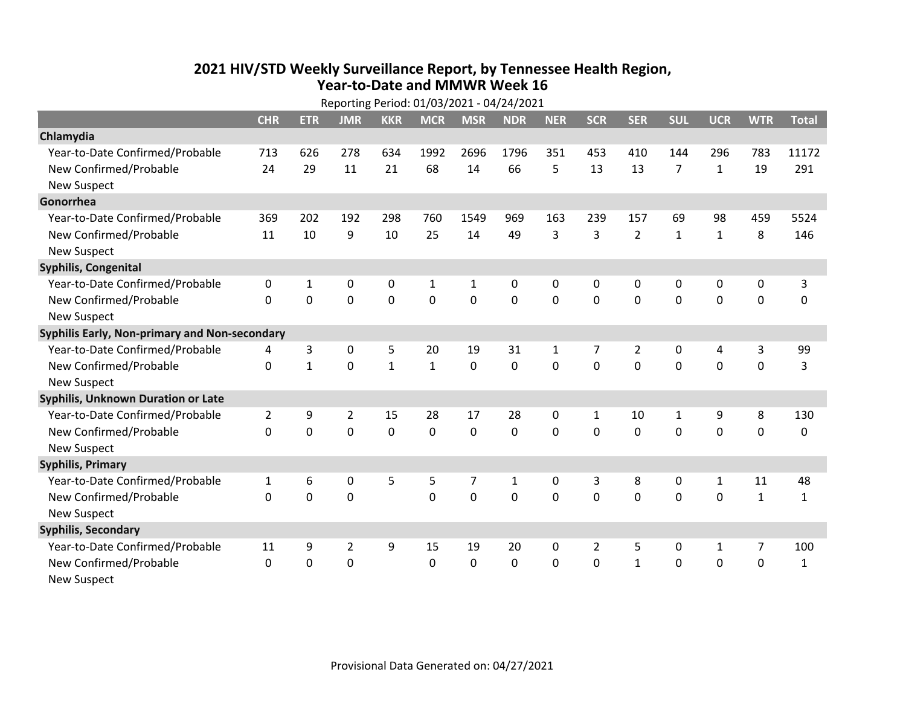# 2021 HIV/STD Weekly Surveillance Report, by Tennessee Health Region, Year-to-Date and MMWR Week 16

Reporting Period: 01/03/2021 - 04/24/2021

| | CHR | ETR | JMR | KKR | MCR | MSR | NDR | NER | SCR | SER | SUL | UCR | WTR | Total |
|---|---|---|---|---|---|---|---|---|---|---|---|---|---|---|
| **Chlamydia** | | | | | | | | | | | | | | |
| Year-to-Date Confirmed/Probable | 713 | 626 | 278 | 634 | 1992 | 2696 | 1796 | 351 | 453 | 410 | 144 | 296 | 783 | 11172 |
| New Confirmed/Probable | 24 | 29 | 11 | 21 | 68 | 14 | 66 | 5 | 13 | 13 | 7 | 1 | 19 | 291 |
| New Suspect | | | | | | | | | | | | | | |
| **Gonorrhea** | | | | | | | | | | | | | | |
| Year-to-Date Confirmed/Probable | 369 | 202 | 192 | 298 | 760 | 1549 | 969 | 163 | 239 | 157 | 69 | 98 | 459 | 5524 |
| New Confirmed/Probable | 11 | 10 | 9 | 10 | 25 | 14 | 49 | 3 | 3 | 2 | 1 | 1 | 8 | 146 |
| New Suspect | | | | | | | | | | | | | | |
| **Syphilis, Congenital** | | | | | | | | | | | | | | |
| Year-to-Date Confirmed/Probable | 0 | 1 | 0 | 0 | 1 | 1 | 0 | 0 | 0 | 0 | 0 | 0 | 0 | 3 |
| New Confirmed/Probable | 0 | 0 | 0 | 0 | 0 | 0 | 0 | 0 | 0 | 0 | 0 | 0 | 0 | 0 |
| New Suspect | | | | | | | | | | | | | | |
| **Syphilis Early, Non-primary and Non-secondary** | | | | | | | | | | | | | | |
| Year-to-Date Confirmed/Probable | 4 | 3 | 0 | 5 | 20 | 19 | 31 | 1 | 7 | 2 | 0 | 4 | 3 | 99 |
| New Confirmed/Probable | 0 | 1 | 0 | 1 | 1 | 0 | 0 | 0 | 0 | 0 | 0 | 0 | 0 | 3 |
| New Suspect | | | | | | | | | | | | | | |
| **Syphilis, Unknown Duration or Late** | | | | | | | | | | | | | | |
| Year-to-Date Confirmed/Probable | 2 | 9 | 2 | 15 | 28 | 17 | 28 | 0 | 1 | 10 | 1 | 9 | 8 | 130 |
| New Confirmed/Probable | 0 | 0 | 0 | 0 | 0 | 0 | 0 | 0 | 0 | 0 | 0 | 0 | 0 | 0 |
| New Suspect | | | | | | | | | | | | | | |
| **Syphilis, Primary** | | | | | | | | | | | | | | |
| Year-to-Date Confirmed/Probable | 1 | 6 | 0 | 5 | 5 | 7 | 1 | 0 | 3 | 8 | 0 | 1 | 11 | 48 |
| New Confirmed/Probable | 0 | 0 | 0 | | 0 | 0 | 0 | 0 | 0 | 0 | 0 | 0 | 1 | 1 |
| New Suspect | | | | | | | | | | | | | | |
| **Syphilis, Secondary** | | | | | | | | | | | | | | |
| Year-to-Date Confirmed/Probable | 11 | 9 | 2 | 9 | 15 | 19 | 20 | 0 | 2 | 5 | 0 | 1 | 7 | 100 |
| New Confirmed/Probable | 0 | 0 | 0 | | 0 | 0 | 0 | 0 | 0 | 1 | 0 | 0 | 0 | 1 |
| New Suspect | | | | | | | | | | | | | | |

Provisional Data Generated on: 04/27/2021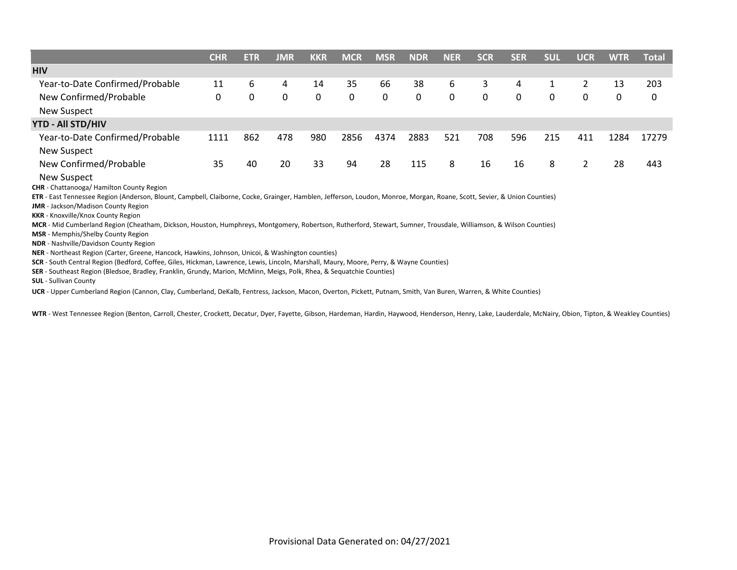| | CHR | ETR | JMR | KKR | MCR | MSR | NDR | NER | SCR | SER | SUL | UCR | WTR | Total |
|---|---|---|---|---|---|---|---|---|---|---|---|---|---|---|
| **HIV** | | | | | | | | | | | | | | |
| Year-to-Date Confirmed/Probable | 11 | 6 | 4 | 14 | 35 | 66 | 38 | 6 | 3 | 4 | 1 | 2 | 13 | 203 |
| New Confirmed/Probable | 0 | 0 | 0 | 0 | 0 | 0 | 0 | 0 | 0 | 0 | 0 | 0 | 0 | 0 |
| New Suspect | | | | | | | | | | | | | | |
| **YTD - All STD/HIV** | | | | | | | | | | | | | | |
| Year-to-Date Confirmed/Probable | 1111 | 862 | 478 | 980 | 2856 | 4374 | 2883 | 521 | 708 | 596 | 215 | 411 | 1284 | 17279 |
| New Suspect | | | | | | | | | | | | | | |
| New Confirmed/Probable | 35 | 40 | 20 | 33 | 94 | 28 | 115 | 8 | 16 | 16 | 8 | 2 | 28 | 443 |
| New Suspect | | | | | | | | | | | | | | |

**CHR** - Chattanooga/ Hamilton County Region

**ETR** - East Tennessee Region (Anderson, Blount, Campbell, Claiborne, Cocke, Grainger, Hamblen, Jefferson, Loudon, Monroe, Morgan, Roane, Scott, Sevier, & Union Counties)

**JMR** - Jackson/Madison County Region

**KKR** - Knoxville/Knox County Region

**MCR** - Mid Cumberland Region (Cheatham, Dickson, Houston, Humphreys, Montgomery, Robertson, Rutherford, Stewart, Sumner, Trousdale, Williamson, & Wilson Counties)

**MSR** - Memphis/Shelby County Region

**NDR** - Nashville/Davidson County Region

**NER** - Northeast Region (Carter, Greene, Hancock, Hawkins, Johnson, Unicoi, & Washington counties)

**SCR** - South Central Region (Bedford, Coffee, Giles, Hickman, Lawrence, Lewis, Lincoln, Marshall, Maury, Moore, Perry, & Wayne Counties)

**SER** - Southeast Region (Bledsoe, Bradley, Franklin, Grundy, Marion, McMinn, Meigs, Polk, Rhea, & Sequatchie Counties)

**SUL** - Sullivan County

**UCR** - Upper Cumberland Region (Cannon, Clay, Cumberland, DeKalb, Fentress, Jackson, Macon, Overton, Pickett, Putnam, Smith, Van Buren, Warren, & White Counties)

**WTR** - West Tennessee Region (Benton, Carroll, Chester, Crockett, Decatur, Dyer, Fayette, Gibson, Hardeman, Hardin, Haywood, Henderson, Henry, Lake, Lauderdale, McNairy, Obion, Tipton, & Weakley Counties)

Provisional Data Generated on: 04/27/2021